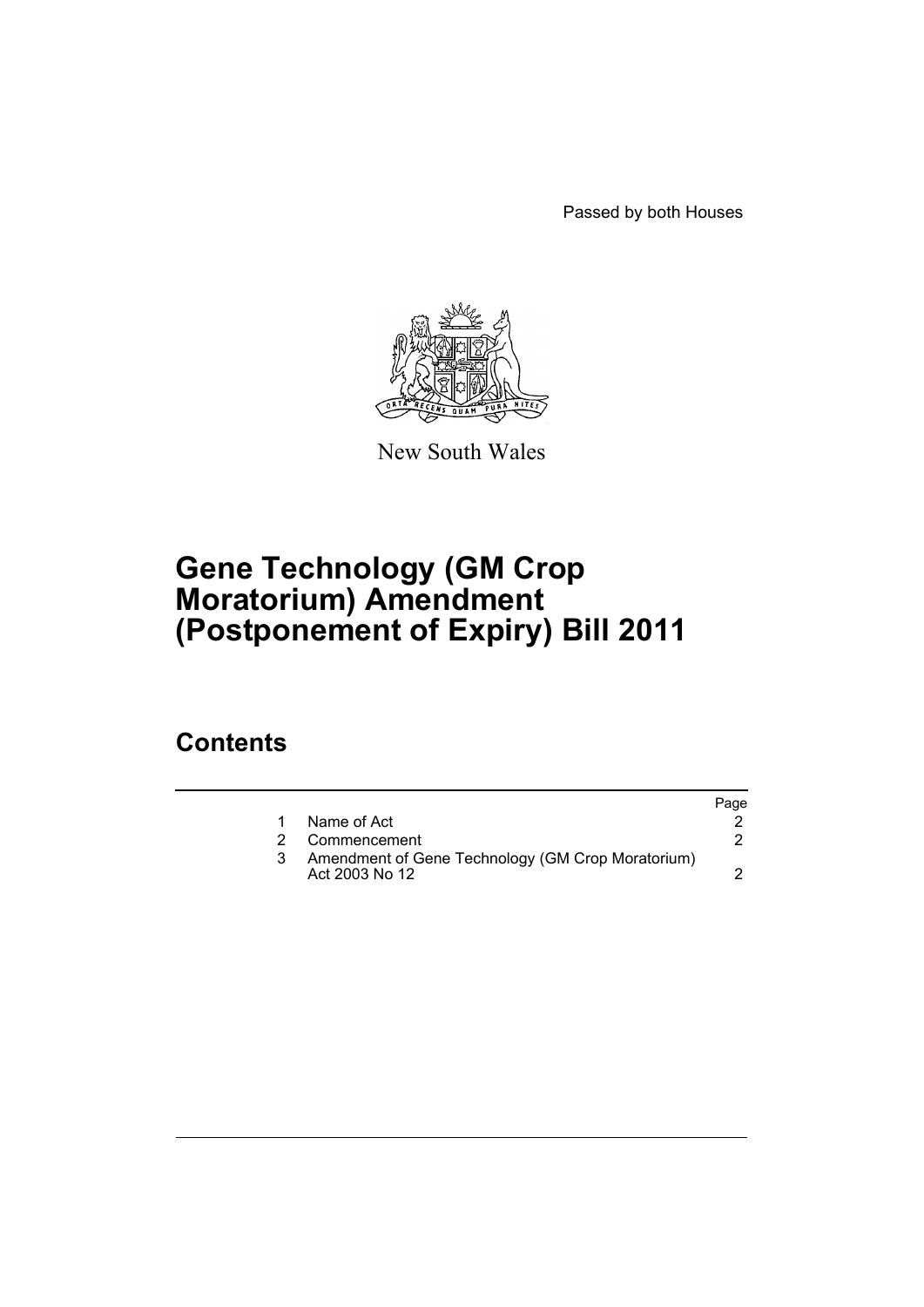Passed by both Houses

New South Wales

# Gene Technology (GM Crop Moratorium) Amendment (Postponement of Expiry) Bill 2011

## Contents

| | | Page |
|---|---|---|
| 1 | Name of Act | 2 |
| 2 | Commencement | 2 |
| 3 | Amendment of Gene Technology (GM Crop Moratorium) Act 2003 No 12 | 2 |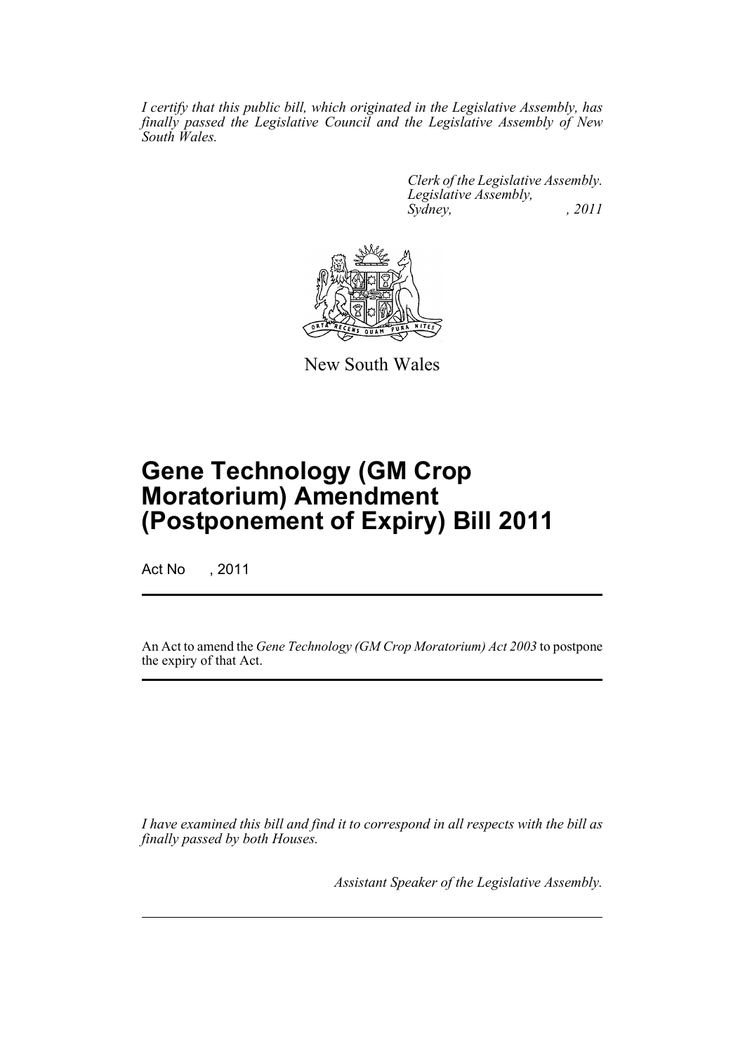*I certify that this public bill, which originated in the Legislative Assembly, has finally passed the Legislative Council and the Legislative Assembly of New South Wales.*

*Clerk of the Legislative Assembly.*
*Legislative Assembly,*
*Sydney, , 2011*

New South Wales

# Gene Technology (GM Crop Moratorium) Amendment (Postponement of Expiry) Bill 2011

Act No , 2011

An Act to amend the *Gene Technology (GM Crop Moratorium) Act 2003* to postpone the expiry of that Act.

*I have examined this bill and find it to correspond in all respects with the bill as finally passed by both Houses.*

*Assistant Speaker of the Legislative Assembly.*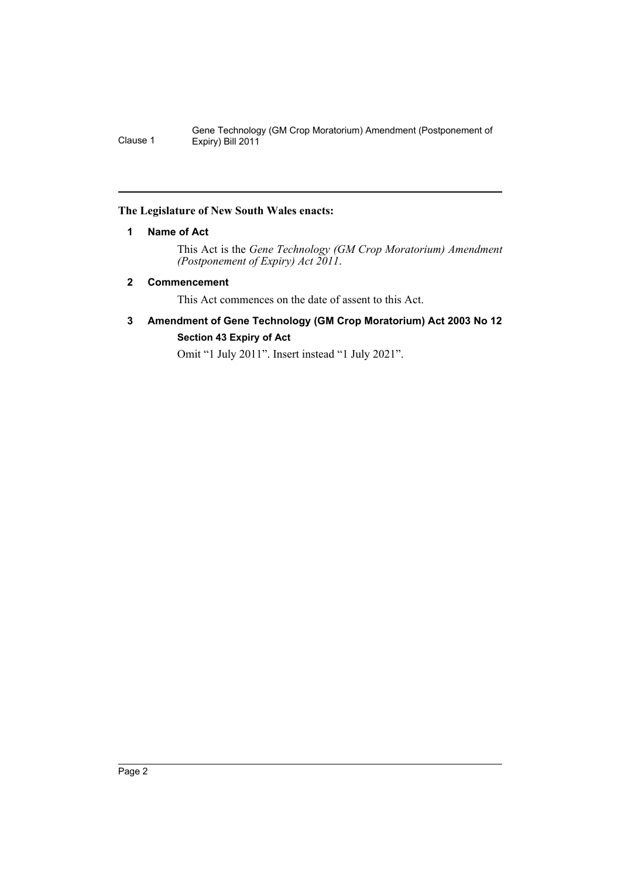**The Legislature of New South Wales enacts:**

## 1 Name of Act

This Act is the *Gene Technology (GM Crop Moratorium) Amendment (Postponement of Expiry) Act 2011*.

## 2 Commencement

This Act commences on the date of assent to this Act.

## 3 Amendment of Gene Technology (GM Crop Moratorium) Act 2003 No 12

### Section 43 Expiry of Act

Omit "1 July 2011". Insert instead "1 July 2021".